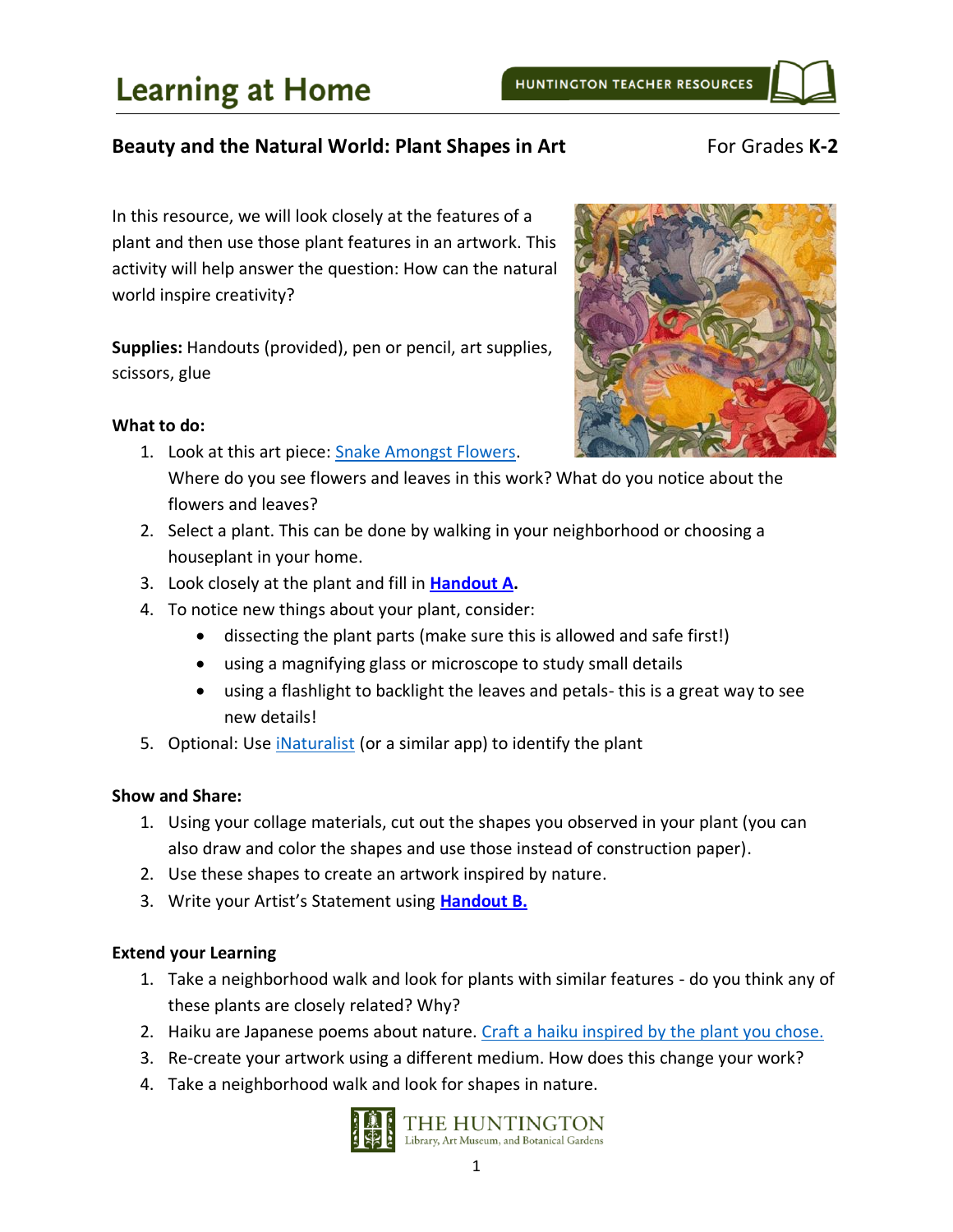# Learning at Home

HUNTINGTON TEACHER RESOURCES

## Beauty and the Natural World: Plant Shapes in Art

For Grades **K-2**

In this resource, we will look closely at the features of a plant and then use those plant features in an artwork. This activity will help answer the question: How can the natural world inspire creativity?

**Supplies:** Handouts (provided), pen or pencil, art supplies, scissors, glue

### What to do:

1. Look at this art piece: Snake Amongst Flowers. Where do you see flowers and leaves in this work? What do you notice about the flowers and leaves?
2. Select a plant. This can be done by walking in your neighborhood or choosing a houseplant in your home.
3. Look closely at the plant and fill in **Handout A.**
4. To notice new things about your plant, consider:
   - dissecting the plant parts (make sure this is allowed and safe first!)
   - using a magnifying glass or microscope to study small details
   - using a flashlight to backlight the leaves and petals- this is a great way to see new details!
5. Optional: Use iNaturalist (or a similar app) to identify the plant

### Show and Share:

1. Using your collage materials, cut out the shapes you observed in your plant (you can also draw and color the shapes and use those instead of construction paper).
2. Use these shapes to create an artwork inspired by nature.
3. Write your Artist's Statement using **Handout B.**

### Extend your Learning

1. Take a neighborhood walk and look for plants with similar features - do you think any of these plants are closely related? Why?
2. Haiku are Japanese poems about nature. Craft a haiku inspired by the plant you chose.
3. Re-create your artwork using a different medium. How does this change your work?
4. Take a neighborhood walk and look for shapes in nature.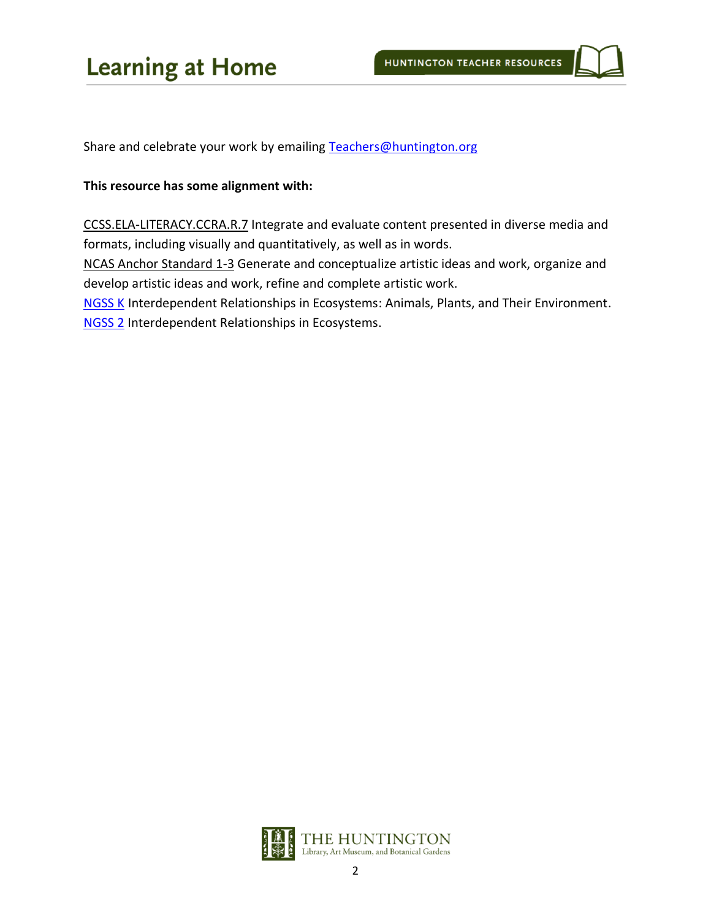Share and celebrate your work by emailing [Teachers@huntington.org](mailto:Teachers@huntington.org)

**This resource has some alignment with:**

CCSS.ELA-LITERACY.CCRA.R.7 Integrate and evaluate content presented in diverse media and formats, including visually and quantitatively, as well as in words.
NCAS Anchor Standard 1-3 Generate and conceptualize artistic ideas and work, organize and develop artistic ideas and work, refine and complete artistic work.
NGSS K Interdependent Relationships in Ecosystems: Animals, Plants, and Their Environment.
NGSS 2 Interdependent Relationships in Ecosystems.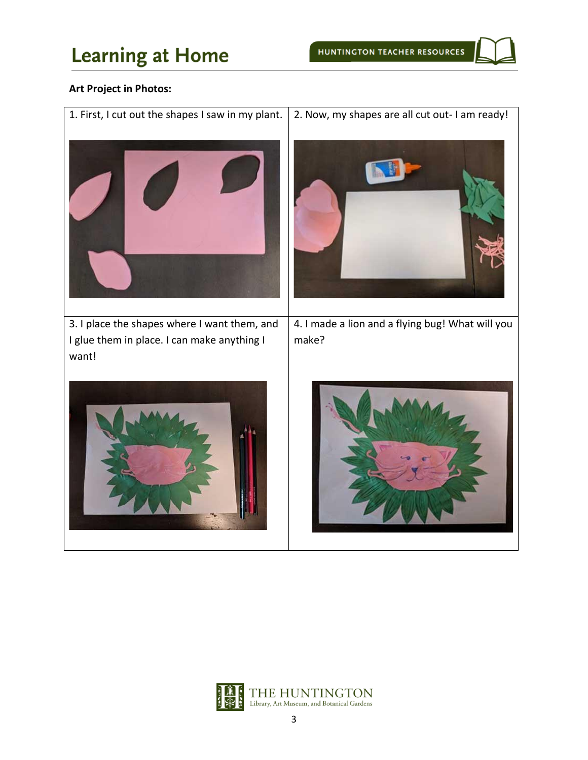**Art Project in Photos:**

| 1. First, I cut out the shapes I saw in my plant. | 2. Now, my shapes are all cut out- I am ready! |
| --- | --- |
| 3. I place the shapes where I want them, and I glue them in place. I can make anything I want! | 4. I made a lion and a flying bug! What will you make? |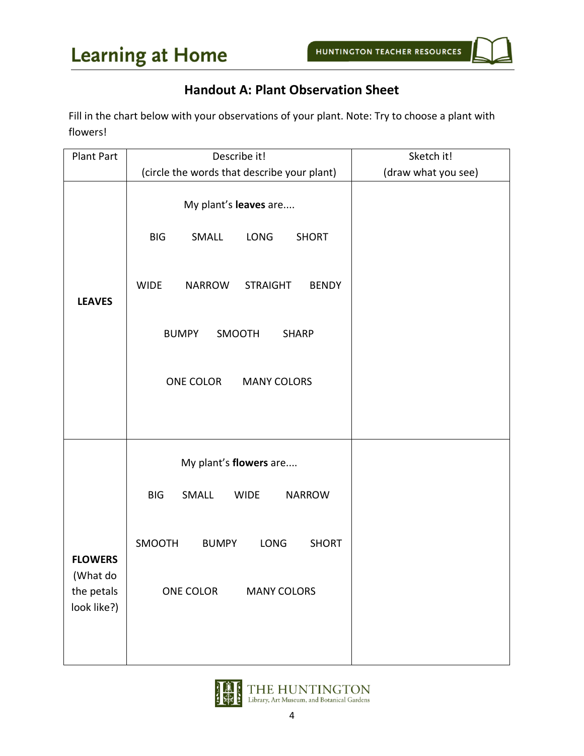## Handout A: Plant Observation Sheet

Fill in the chart below with your observations of your plant. Note: Try to choose a plant with flowers!

| Plant Part | Describe it!<br>(circle the words that describe your plant) | Sketch it!<br>(draw what you see) |
|---|---|---|
| **LEAVES** | My plant's **leaves** are....<br><br>BIG SMALL LONG SHORT<br><br>WIDE NARROW STRAIGHT BENDY<br><br>BUMPY SMOOTH SHARP<br><br>ONE COLOR MANY COLORS | |
| **FLOWERS**<br>(What do the petals look like?) | My plant's **flowers** are....<br><br>BIG SMALL WIDE NARROW<br><br>SMOOTH BUMPY LONG SHORT<br><br>ONE COLOR MANY COLORS | |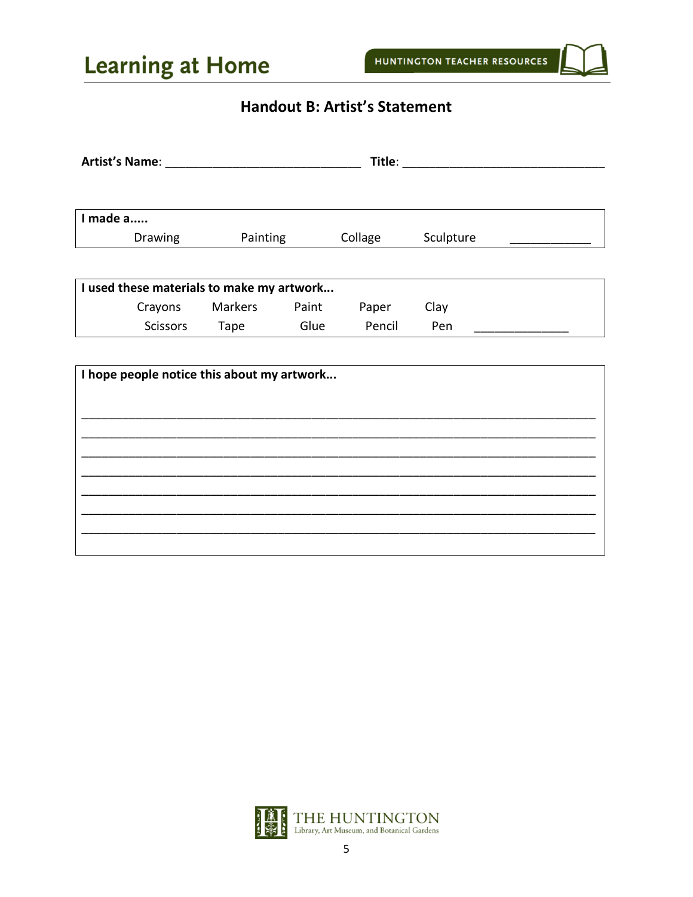## Handout B: Artist's Statement

**Artist's Name**: ______________________________ **Title**: ______________________________

**I made a.....**

Drawing Painting Collage Sculpture ____________

**I used these materials to make my artwork...**

Crayons Markers Paint Paper Clay

Scissors Tape Glue Pencil Pen ______________

**I hope people notice this about my artwork...**

________________________________________________________________________________

________________________________________________________________________________

________________________________________________________________________________

________________________________________________________________________________

________________________________________________________________________________

________________________________________________________________________________

________________________________________________________________________________